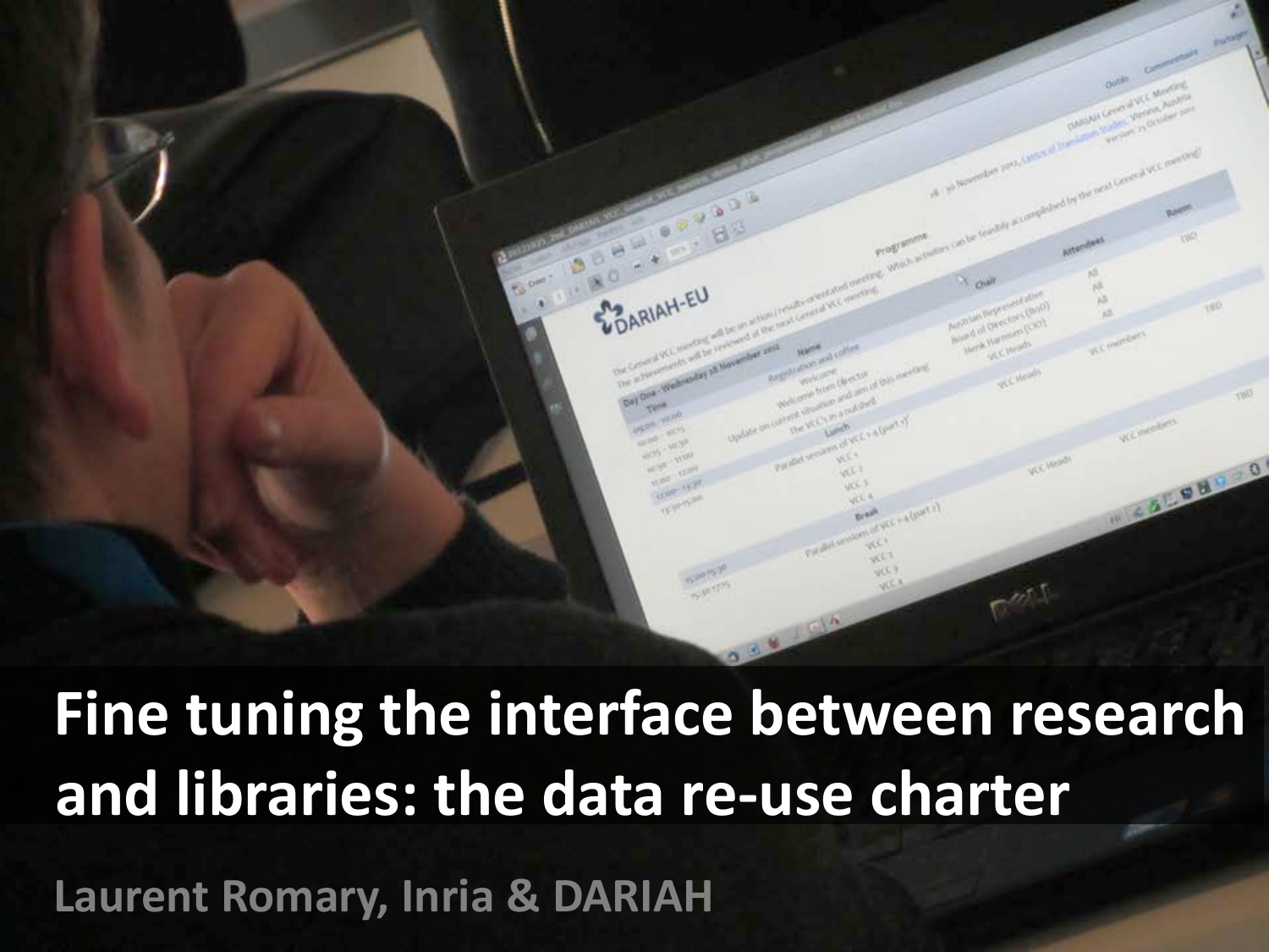# Fine tuning the interface between research and libraries: the data re-use charter

Laurent Romary, Inria & DARIAH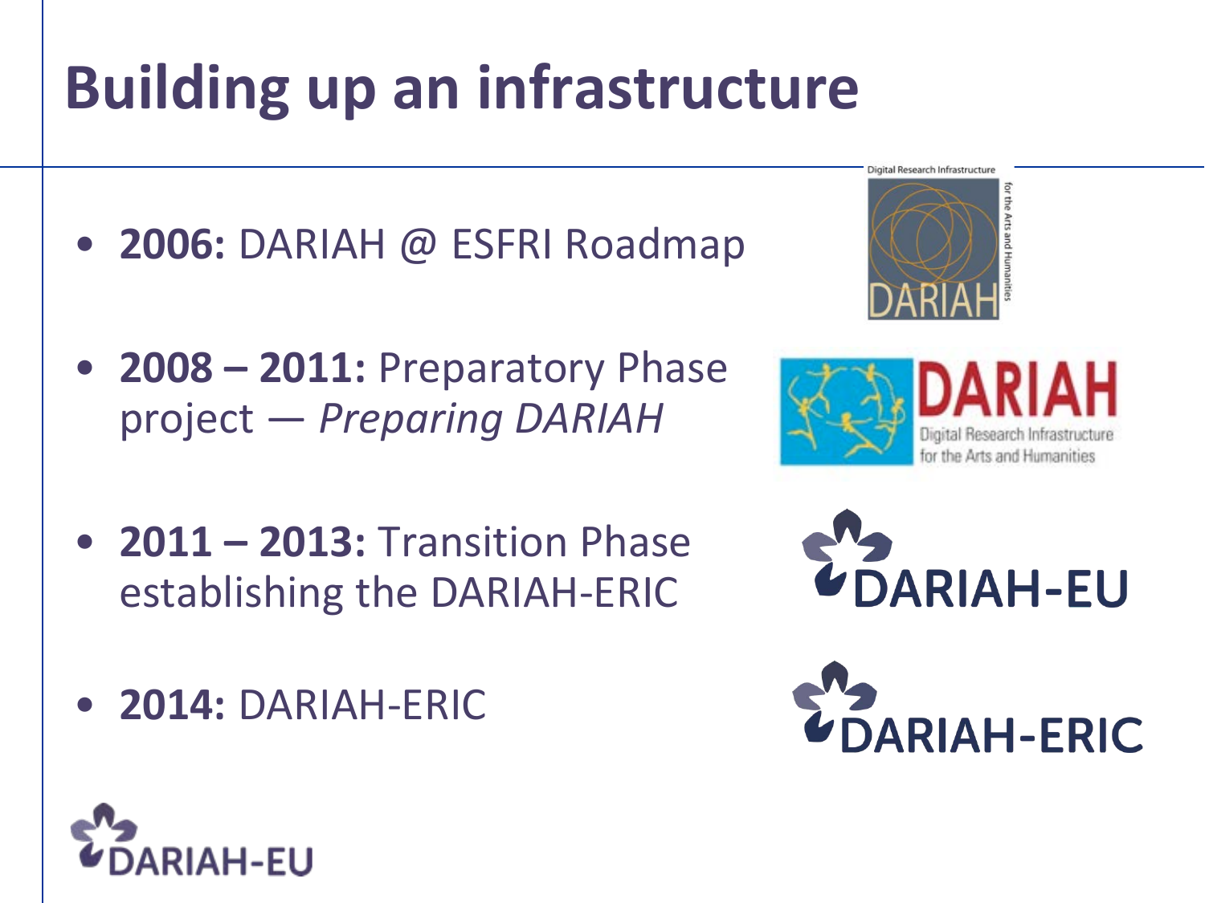# Building up an infrastructure

- **2006:** DARIAH @ ESFRI Roadmap
- **2008 – 2011:** Preparatory Phase project — *Preparing DARIAH*
- **2011 – 2013:** Transition Phase establishing the DARIAH-ERIC
- **2014:** DARIAH-ERIC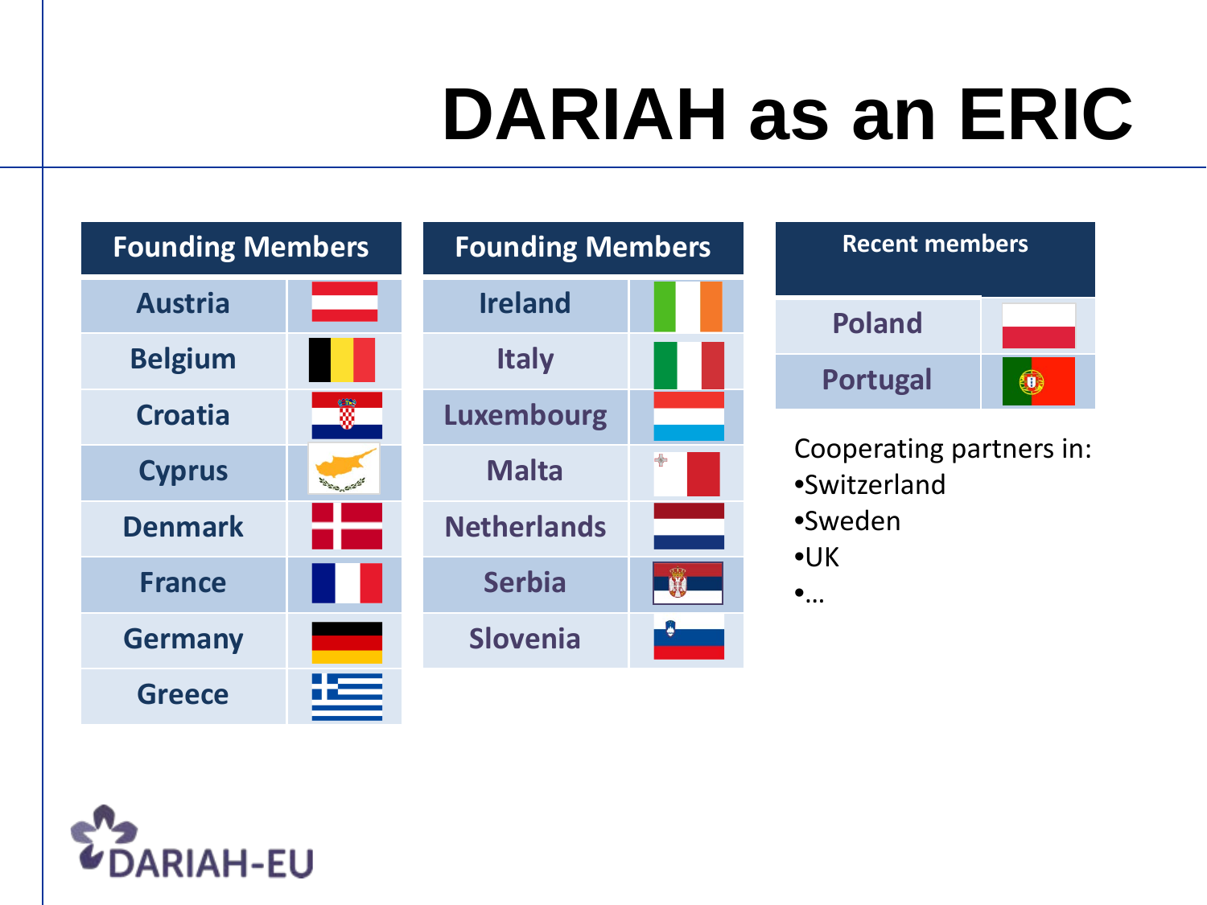# DARIAH as an ERIC

| Founding Members |
| --- |
| Austria |
| Belgium |
| Croatia |
| Cyprus |
| Denmark |
| France |
| Germany |
| Greece |

| Founding Members |
| --- |
| Ireland |
| Italy |
| Luxembourg |
| Malta |
| Netherlands |
| Serbia |
| Slovenia |

| Recent members |
| --- |
| Poland |
| Portugal |

Cooperating partners in:

- Switzerland
- Sweden
- UK
- …

DARIAH-EU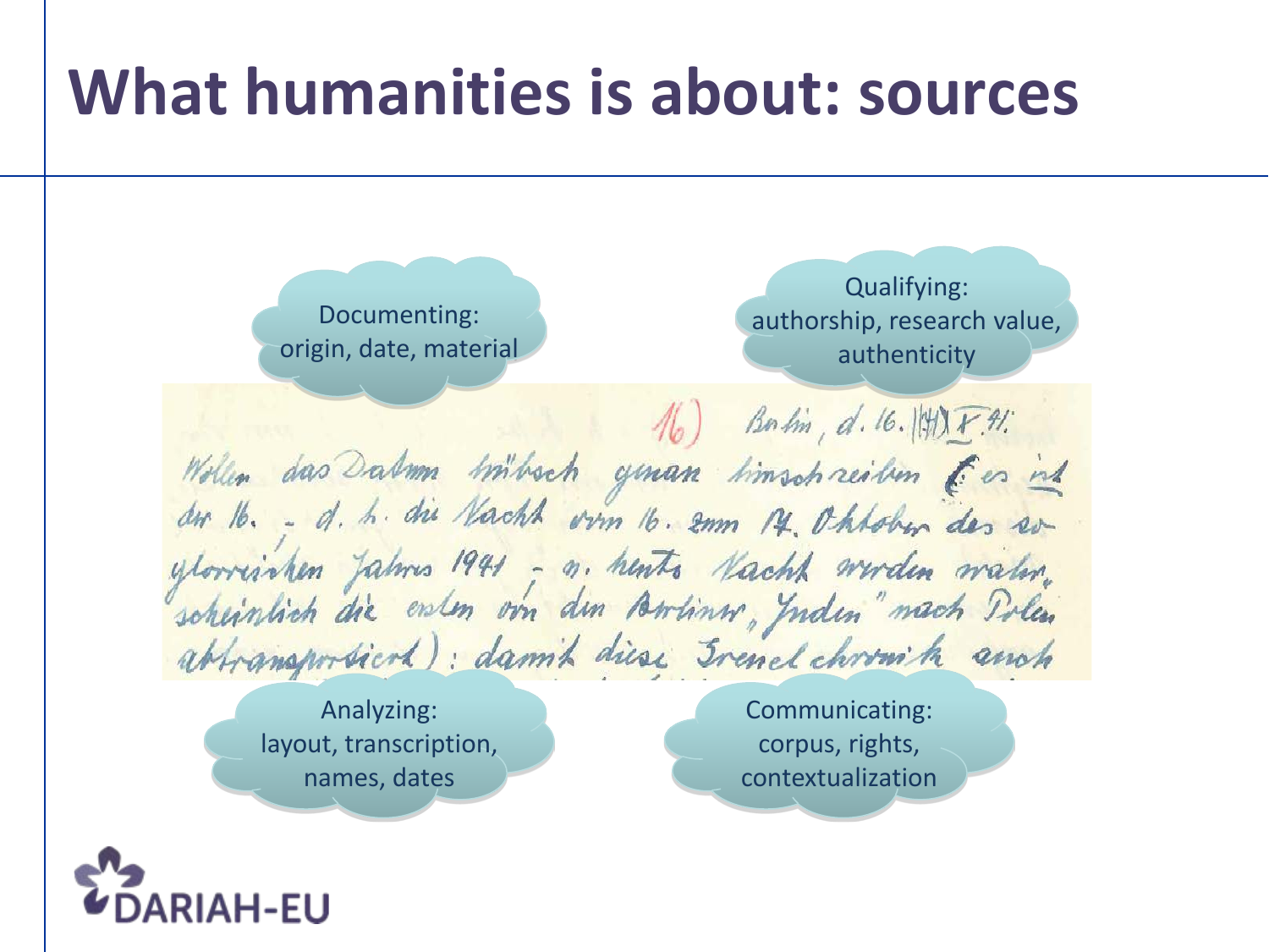# What humanities is about: sources

Documenting:
origin, date, material

Qualifying:
authorship, research value, authenticity

Analyzing:
layout, transcription, names, dates

Communicating:
corpus, rights, contextualization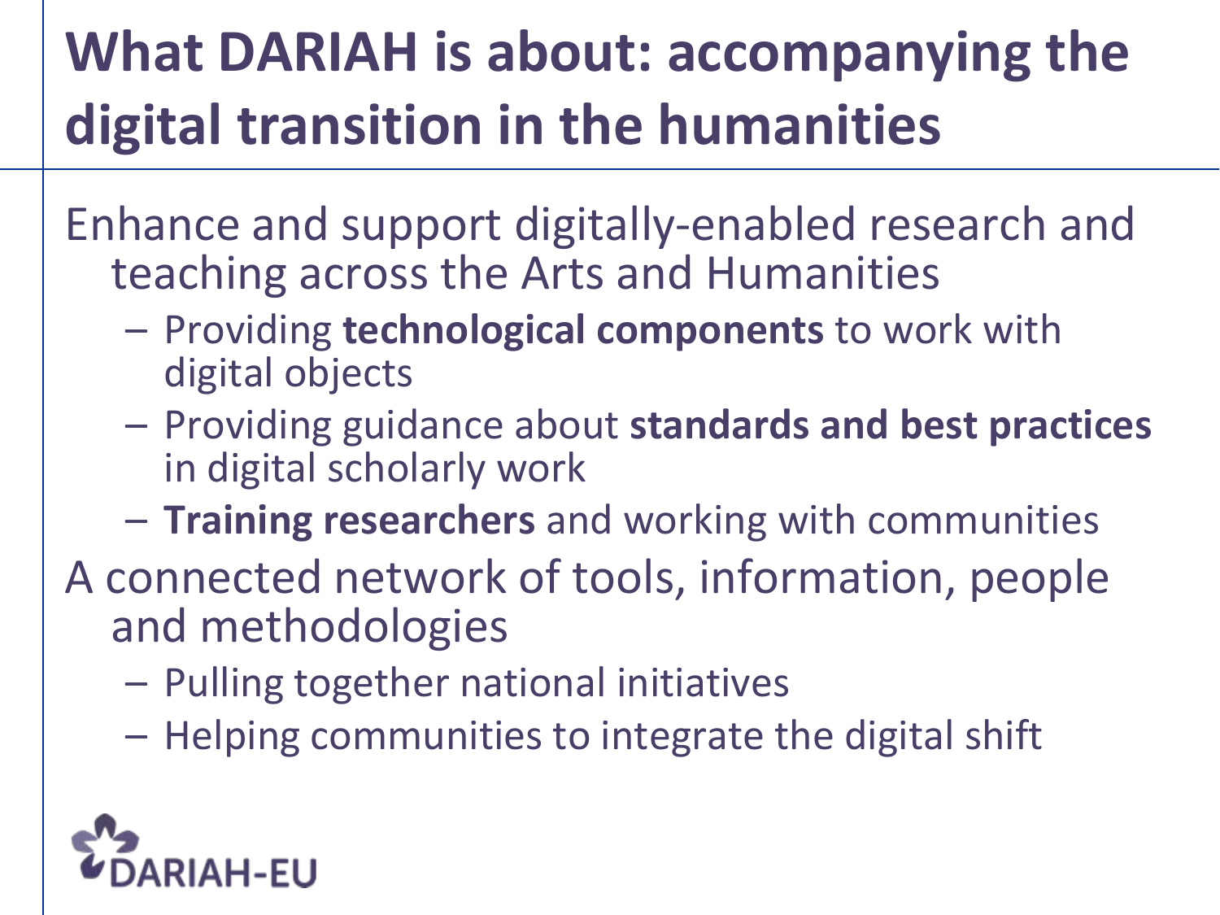# What DARIAH is about: accompanying the digital transition in the humanities

- Enhance and support digitally-enabled research and teaching across the Arts and Humanities
  - Providing **technological components** to work with digital objects
  - Providing guidance about **standards and best practices** in digital scholarly work
  - **Training researchers** and working with communities
- A connected network of tools, information, people and methodologies
  - Pulling together national initiatives
  - Helping communities to integrate the digital shift

DARIAH-EU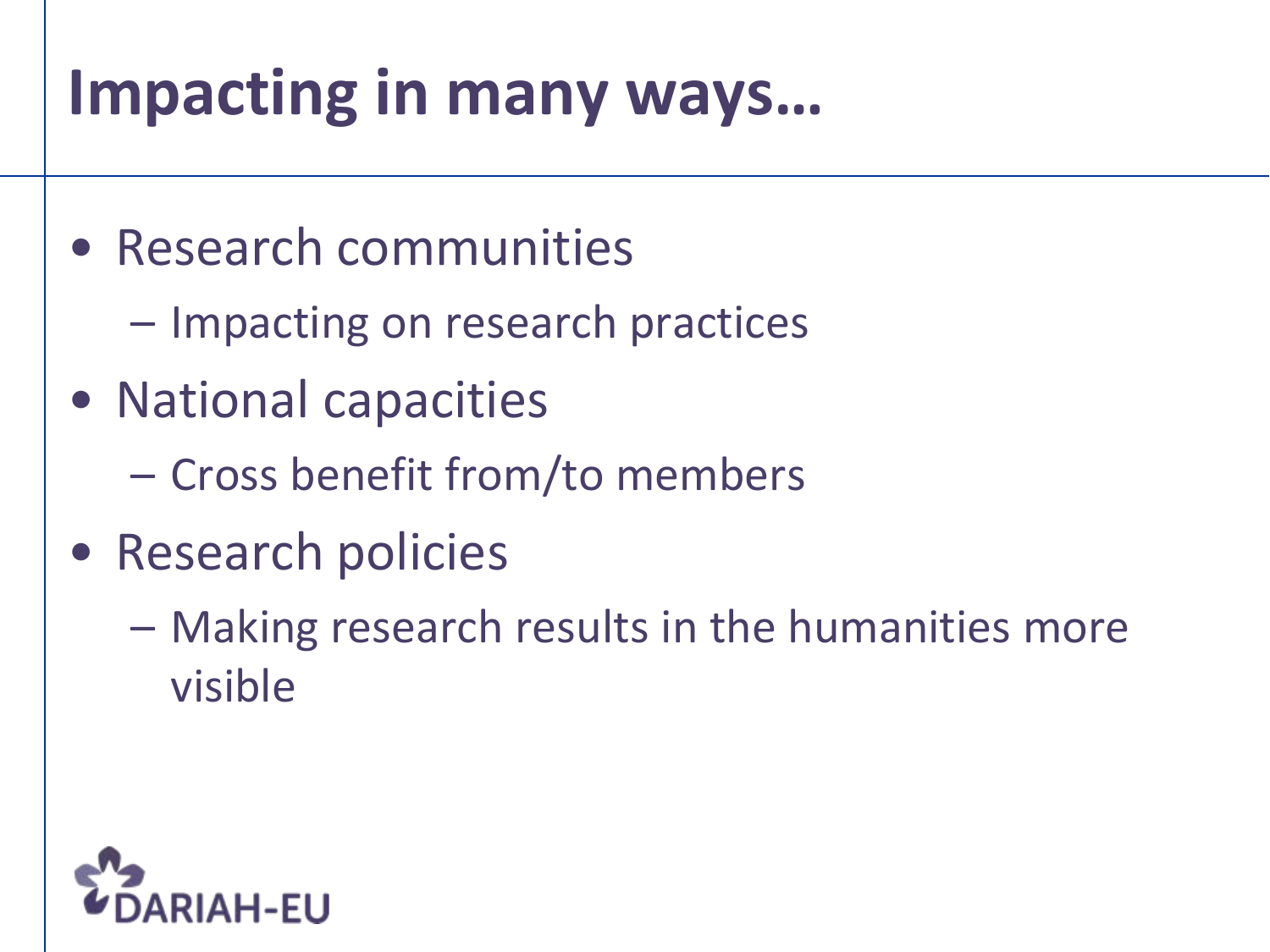# Impacting in many ways…

- Research communities
  - Impacting on research practices
- National capacities
  - Cross benefit from/to members
- Research policies
  - Making research results in the humanities more visible

DARIAH-EU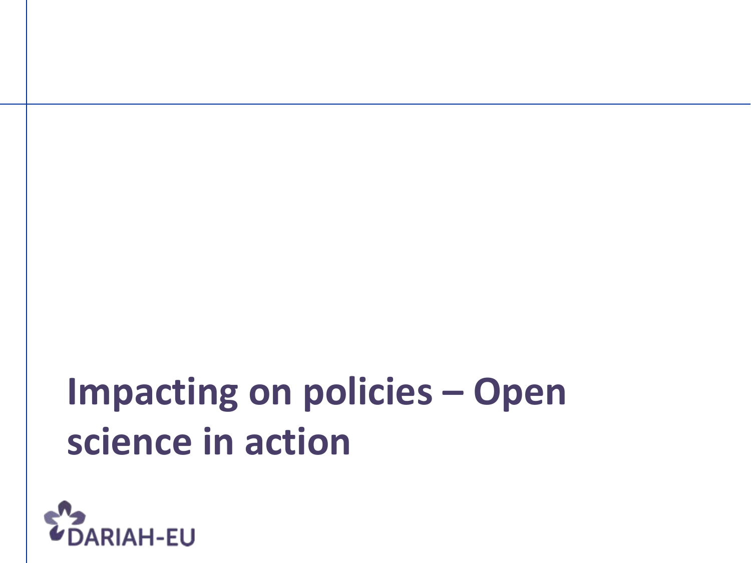# Impacting on policies – Open science in action

DARIAH-EU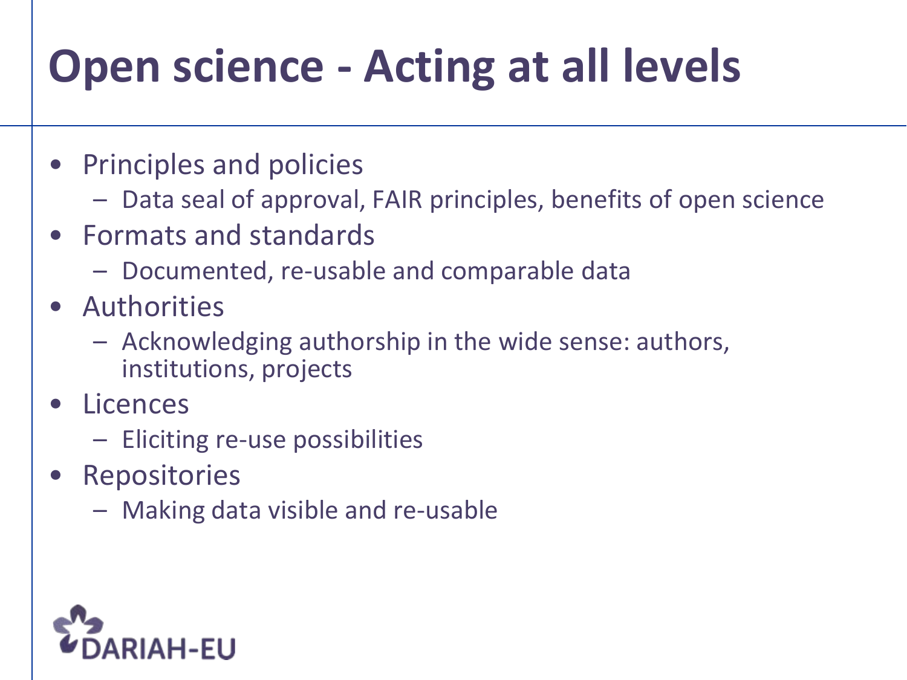# Open science - Acting at all levels

- Principles and policies
  - Data seal of approval, FAIR principles, benefits of open science
- Formats and standards
  - Documented, re-usable and comparable data
- Authorities
  - Acknowledging authorship in the wide sense: authors, institutions, projects
- Licences
  - Eliciting re-use possibilities
- Repositories
  - Making data visible and re-usable

DARIAH-EU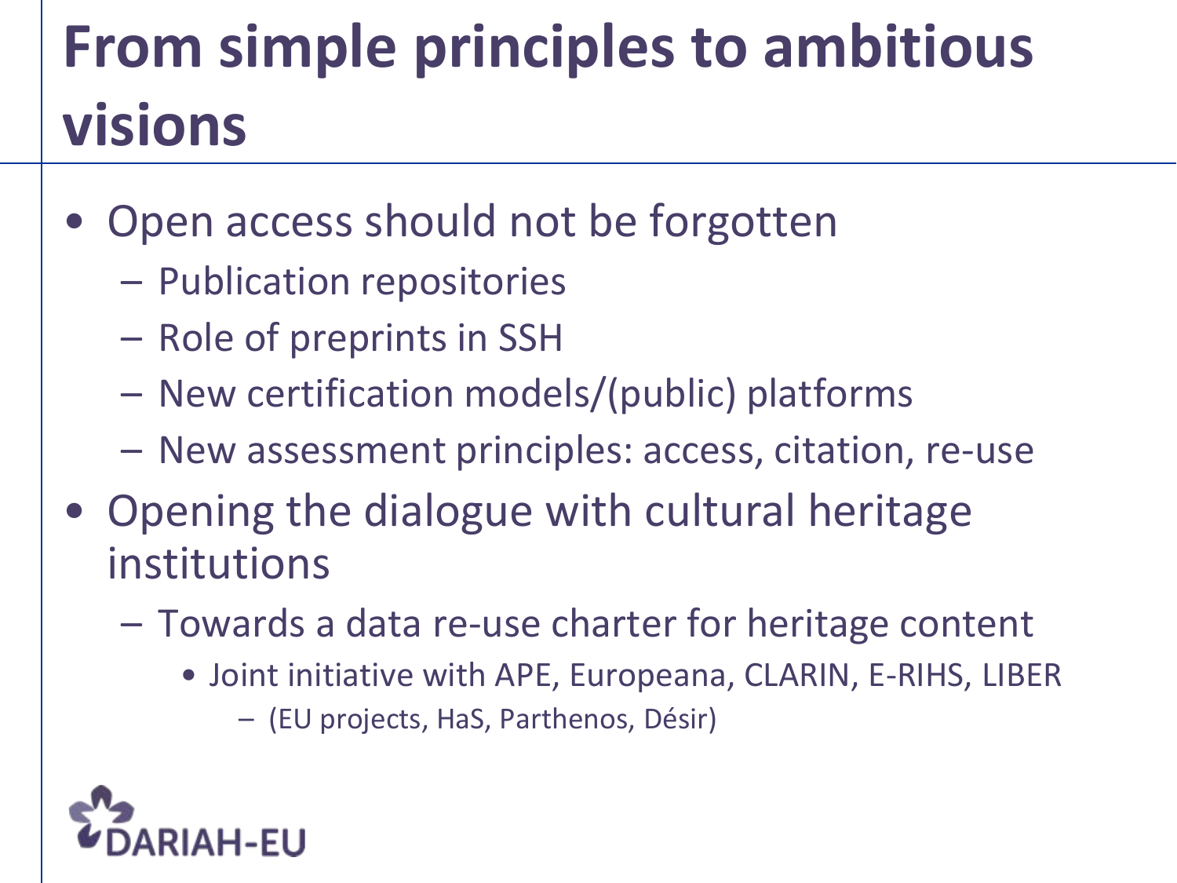# From simple principles to ambitious visions

- Open access should not be forgotten
  - Publication repositories
  - Role of preprints in SSH
  - New certification models/(public) platforms
  - New assessment principles: access, citation, re-use
- Opening the dialogue with cultural heritage institutions
  - Towards a data re-use charter for heritage content
    - Joint initiative with APE, Europeana, CLARIN, E-RIHS, LIBER
      - (EU projects, HaS, Parthenos, Désir)

DARIAH-EU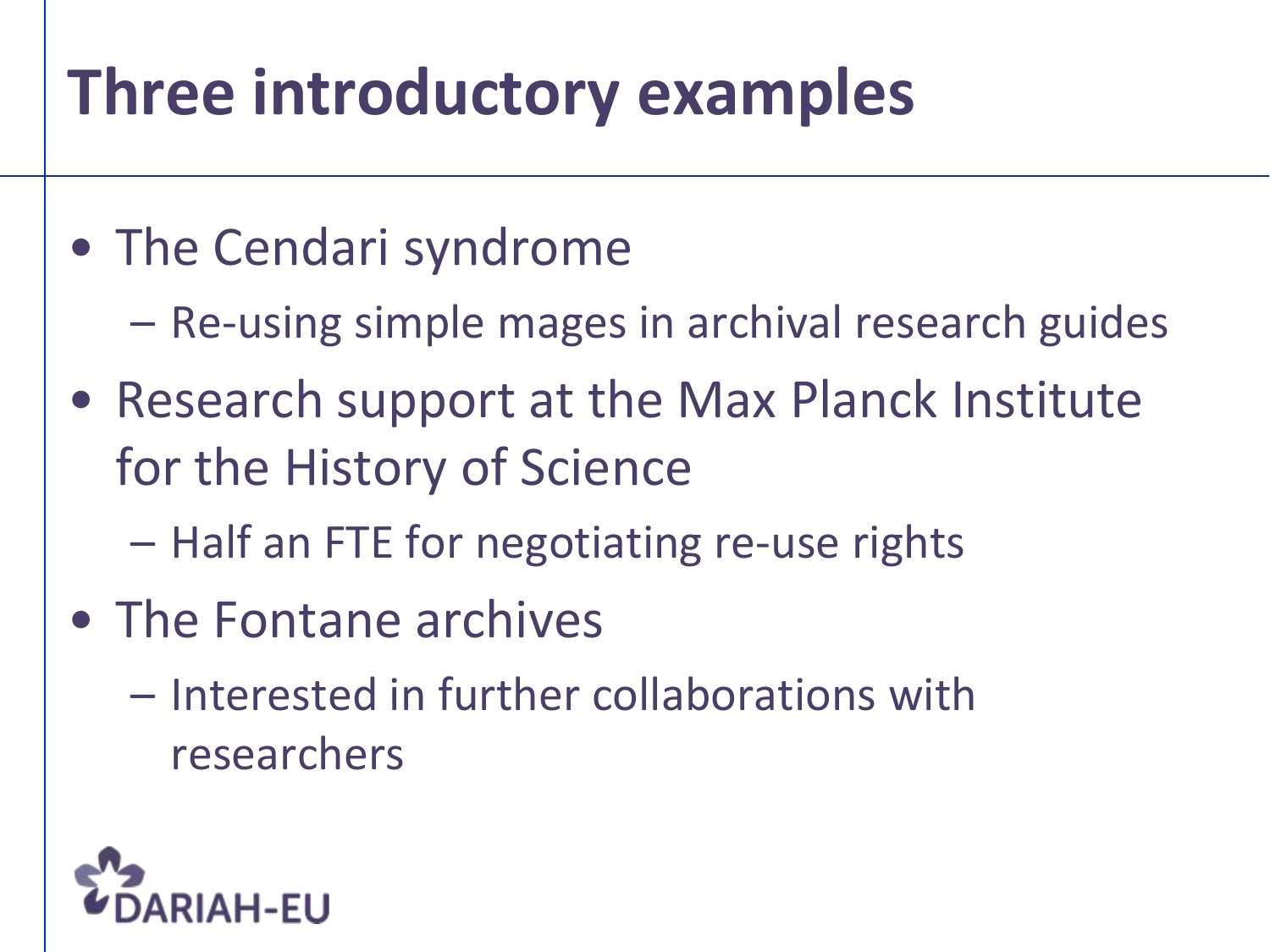# Three introductory examples

- The Cendari syndrome
  - Re-using simple mages in archival research guides
- Research support at the Max Planck Institute for the History of Science
  - Half an FTE for negotiating re-use rights
- The Fontane archives
  - Interested in further collaborations with researchers

DARIAH-EU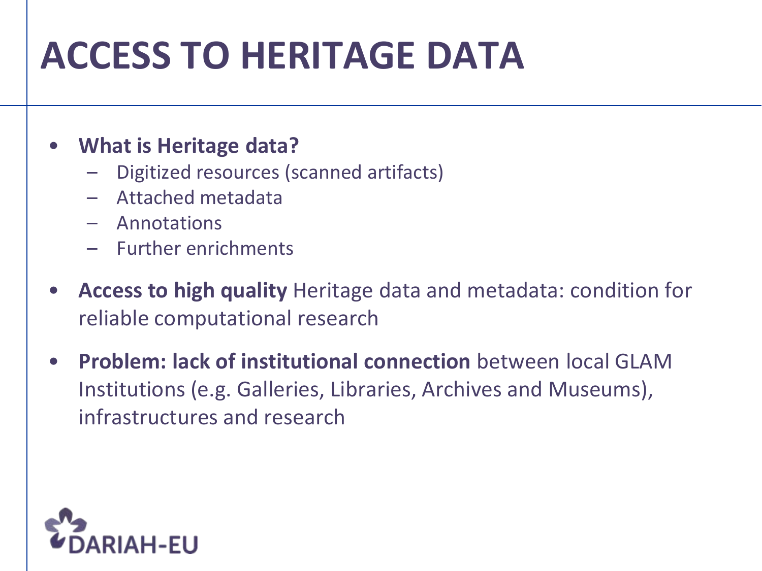# ACCESS TO HERITAGE DATA

- **What is Heritage data?**
  - Digitized resources (scanned artifacts)
  - Attached metadata
  - Annotations
  - Further enrichments
- **Access to high quality** Heritage data and metadata: condition for reliable computational research
- **Problem: lack of institutional connection** between local GLAM Institutions (e.g. Galleries, Libraries, Archives and Museums), infrastructures and research

DARIAH-EU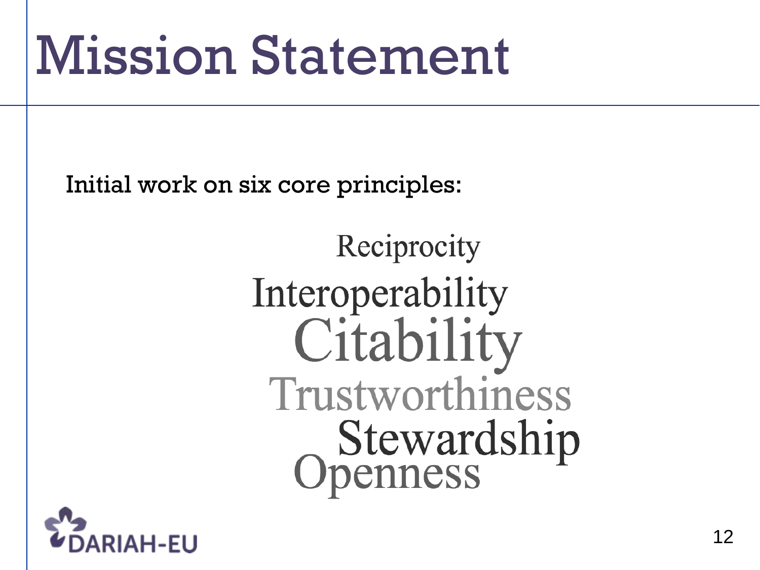# Mission Statement

Initial work on six core principles:

- Reciprocity
- Interoperability
- Citability
- Trustworthiness
- Stewardship
- Openness

DARIAH-EU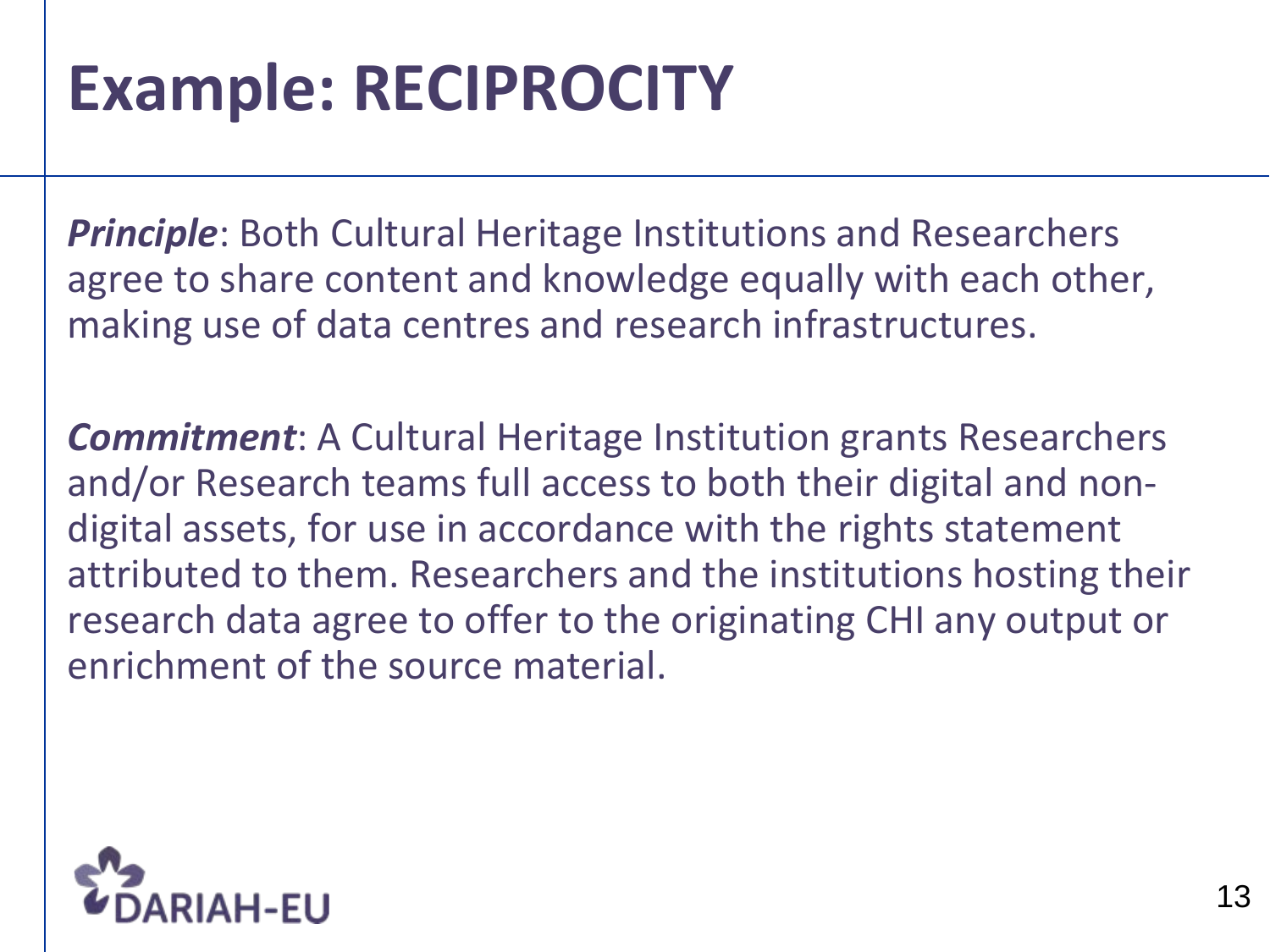# Example: RECIPROCITY

***Principle***: Both Cultural Heritage Institutions and Researchers agree to share content and knowledge equally with each other, making use of data centres and research infrastructures.

***Commitment***: A Cultural Heritage Institution grants Researchers and/or Research teams full access to both their digital and non-digital assets, for use in accordance with the rights statement attributed to them. Researchers and the institutions hosting their research data agree to offer to the originating CHI any output or enrichment of the source material.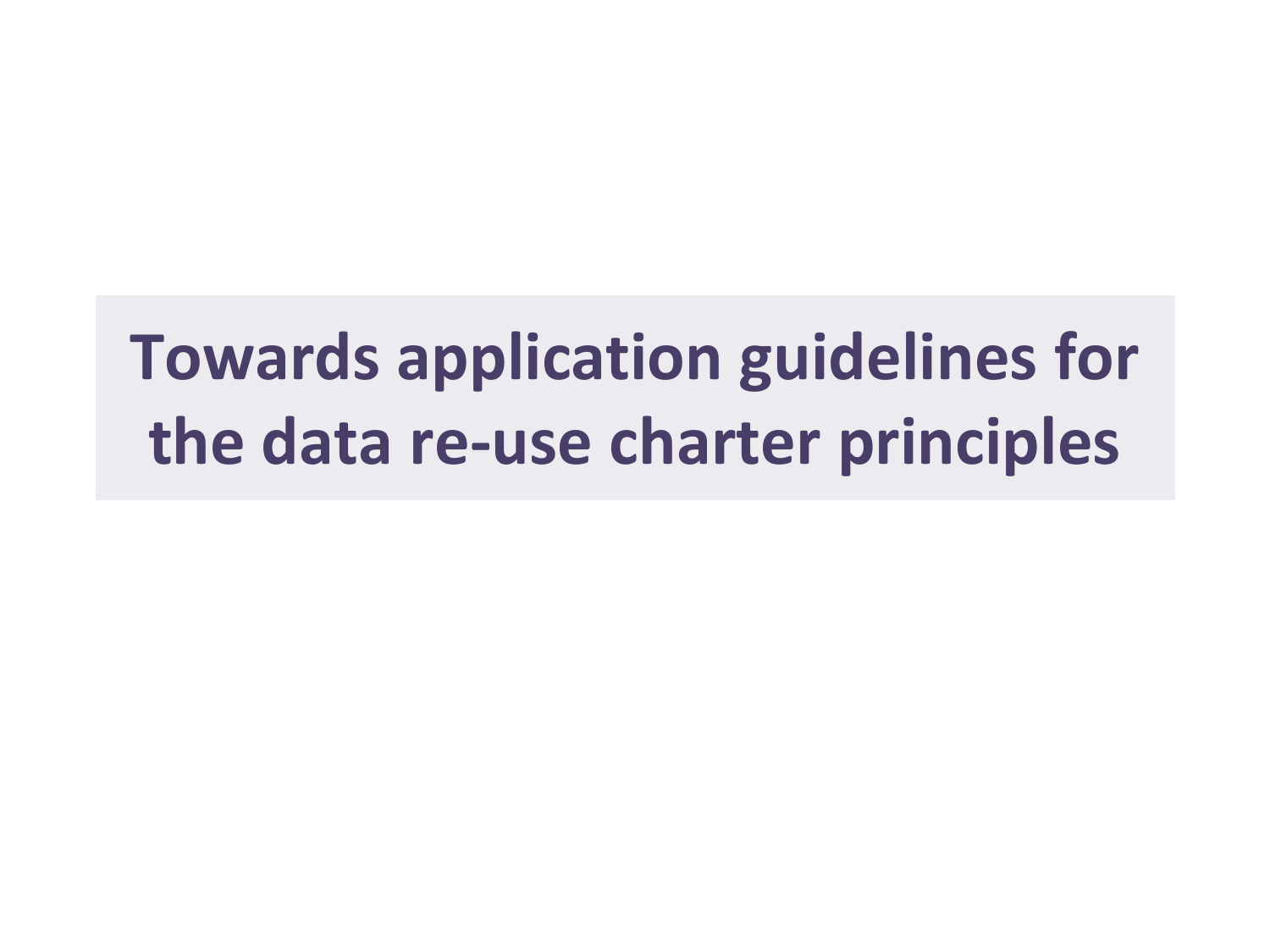# Towards application guidelines for the data re-use charter principles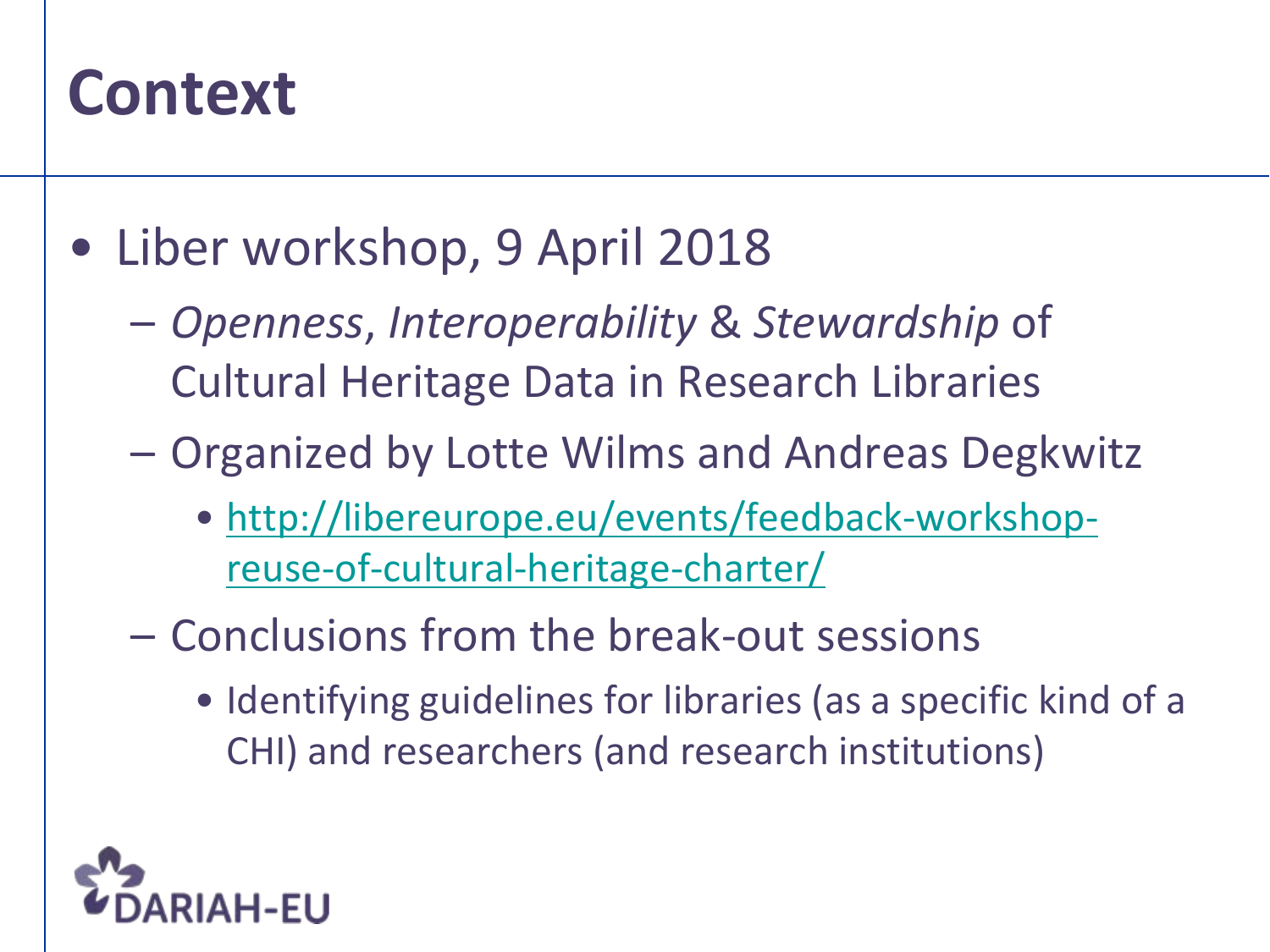# Context

- Liber workshop, 9 April 2018
  - *Openness*, *Interoperability* & *Stewardship* of Cultural Heritage Data in Research Libraries
  - Organized by Lotte Wilms and Andreas Degkwitz
    - http://libereurope.eu/events/feedback-workshop-reuse-of-cultural-heritage-charter/
  - Conclusions from the break-out sessions
    - Identifying guidelines for libraries (as a specific kind of a CHI) and researchers (and research institutions)

DARIAH-EU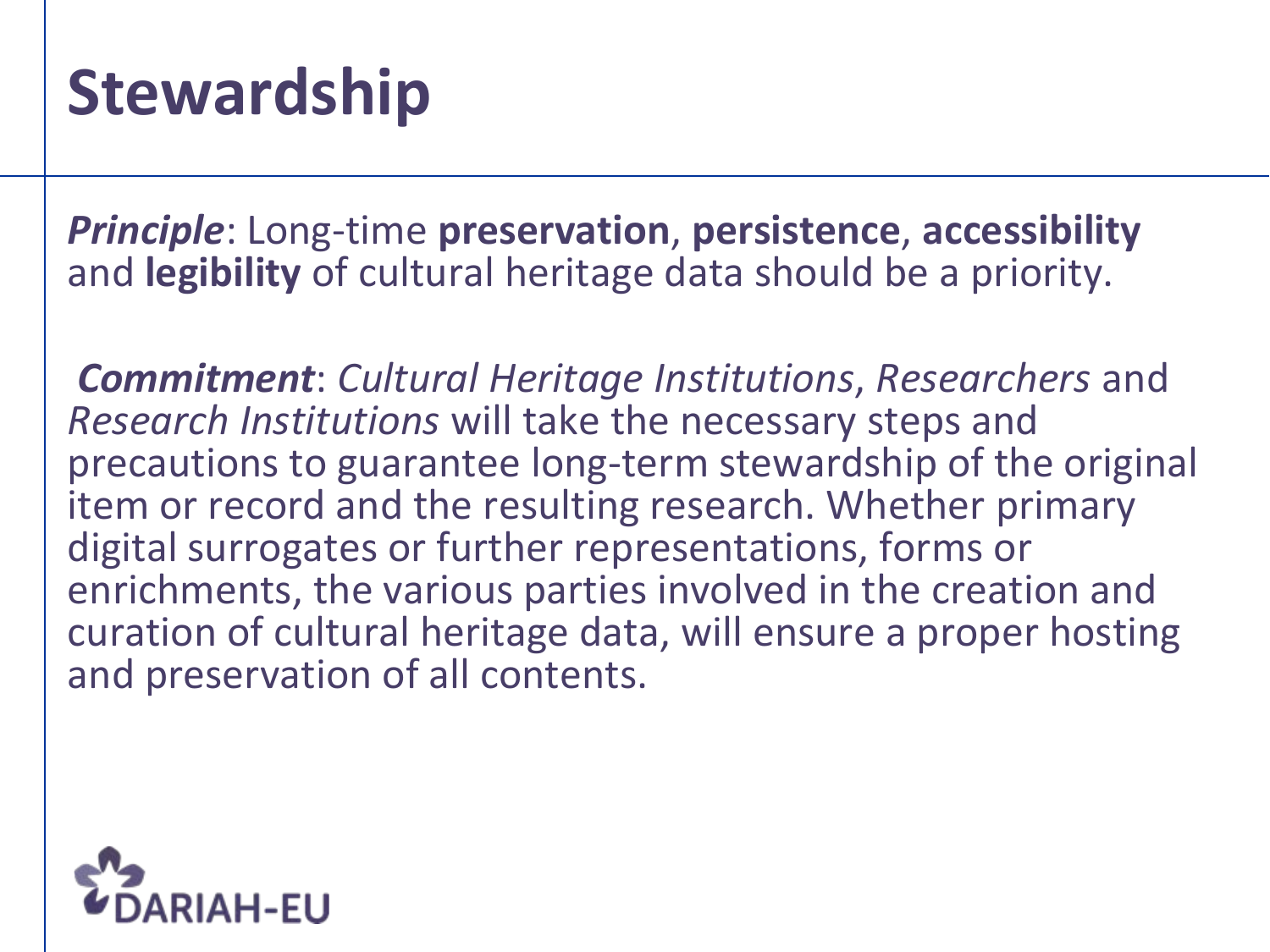# Stewardship

***Principle***: Long-time **preservation**, **persistence**, **accessibility** and **legibility** of cultural heritage data should be a priority.

***Commitment***: *Cultural Heritage Institutions*, *Researchers* and *Research Institutions* will take the necessary steps and precautions to guarantee long-term stewardship of the original item or record and the resulting research. Whether primary digital surrogates or further representations, forms or enrichments, the various parties involved in the creation and curation of cultural heritage data, will ensure a proper hosting and preservation of all contents.

DARIAH-EU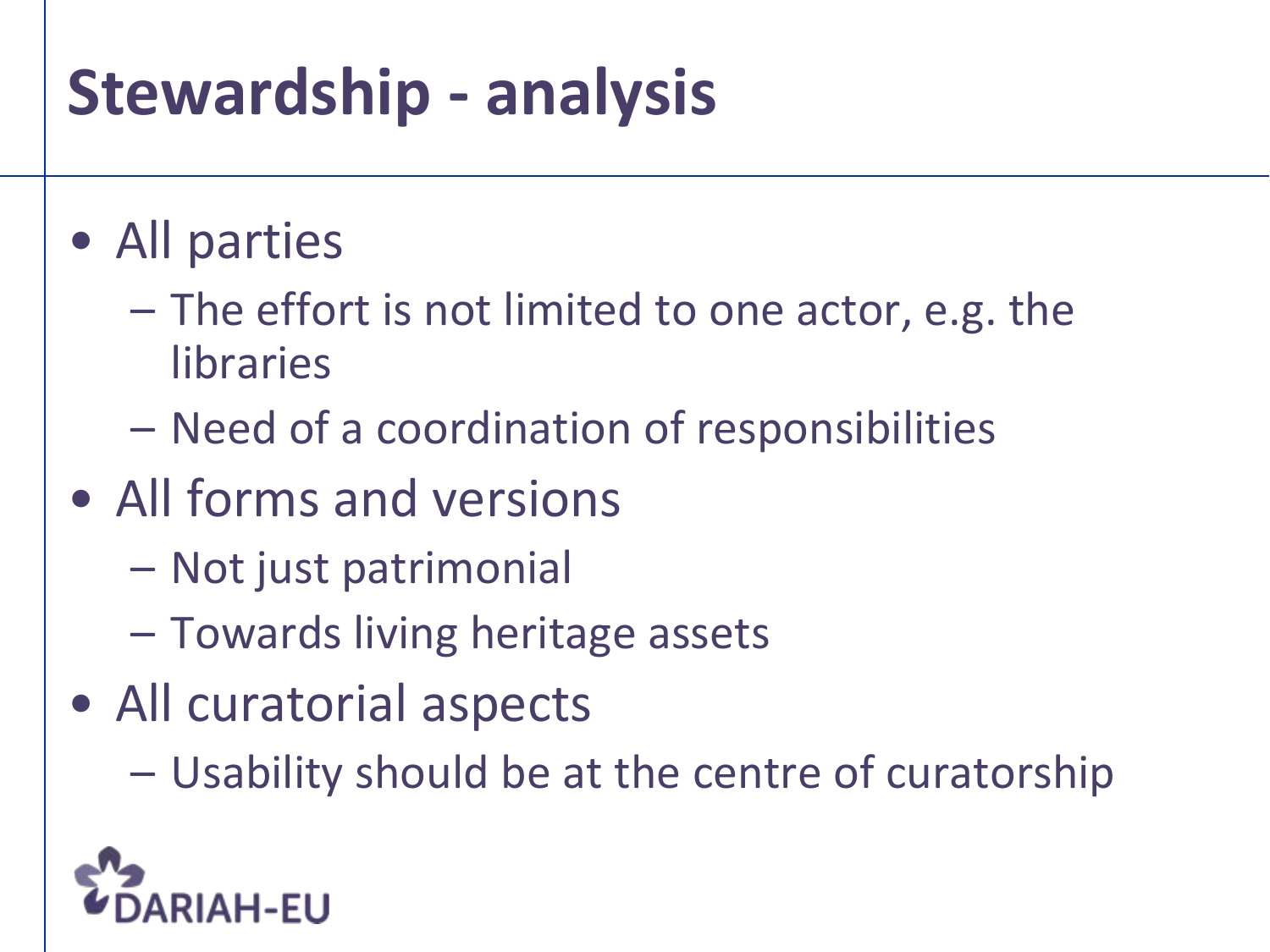# Stewardship - analysis

- All parties
  - The effort is not limited to one actor, e.g. the libraries
  - Need of a coordination of responsibilities
- All forms and versions
  - Not just patrimonial
  - Towards living heritage assets
- All curatorial aspects
  - Usability should be at the centre of curatorship

DARIAH-EU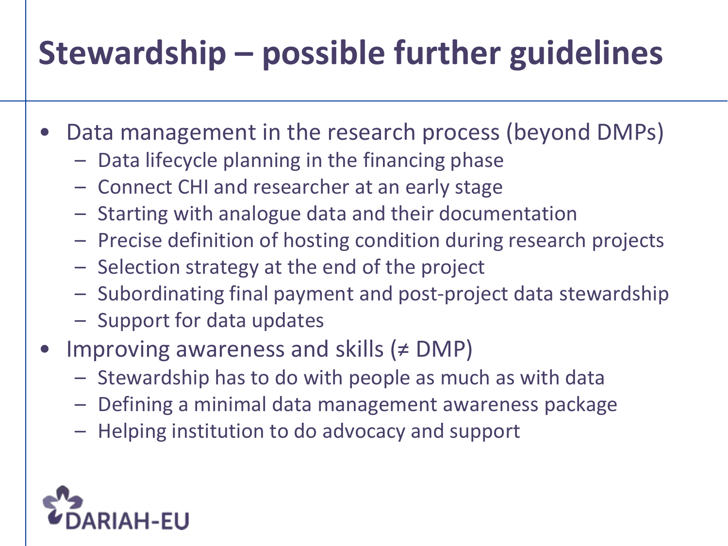# Stewardship – possible further guidelines

- Data management in the research process (beyond DMPs)
  - Data lifecycle planning in the financing phase
  - Connect CHI and researcher at an early stage
  - Starting with analogue data and their documentation
  - Precise definition of hosting condition during research projects
  - Selection strategy at the end of the project
  - Subordinating final payment and post-project data stewardship
  - Support for data updates
- Improving awareness and skills (≠ DMP)
  - Stewardship has to do with people as much as with data
  - Defining a minimal data management awareness package
  - Helping institution to do advocacy and support

DARIAH-EU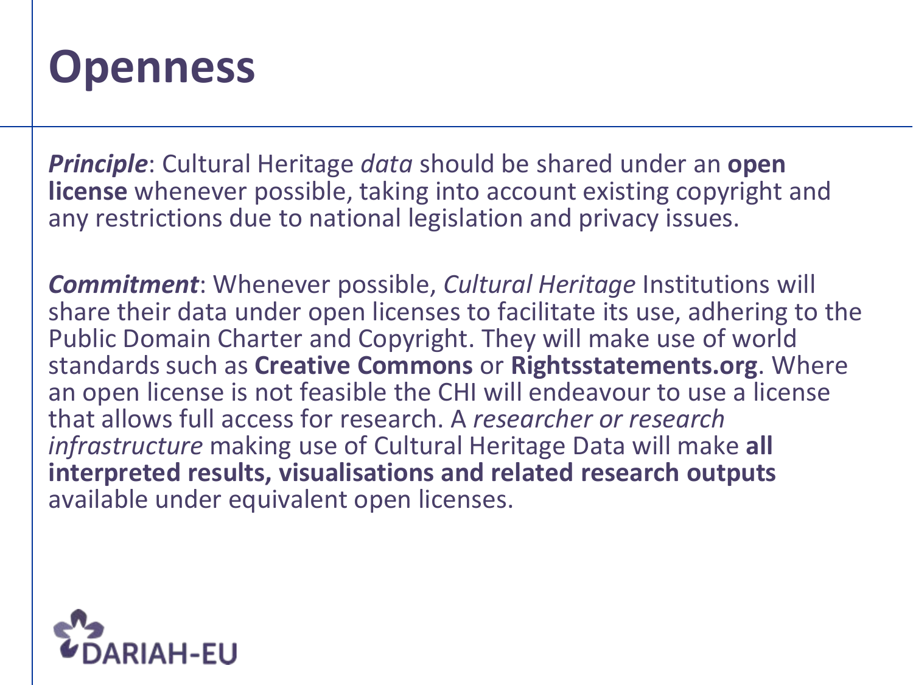# Openness

***Principle***: Cultural Heritage *data* should be shared under an **open license** whenever possible, taking into account existing copyright and any restrictions due to national legislation and privacy issues.

***Commitment***: Whenever possible, *Cultural Heritage* Institutions will share their data under open licenses to facilitate its use, adhering to the Public Domain Charter and Copyright. They will make use of world standards such as **Creative Commons** or **Rightsstatements.org**. Where an open license is not feasible the CHI will endeavour to use a license that allows full access for research. A *researcher or research infrastructure* making use of Cultural Heritage Data will make **all interpreted results, visualisations and related research outputs** available under equivalent open licenses.

DARIAH-EU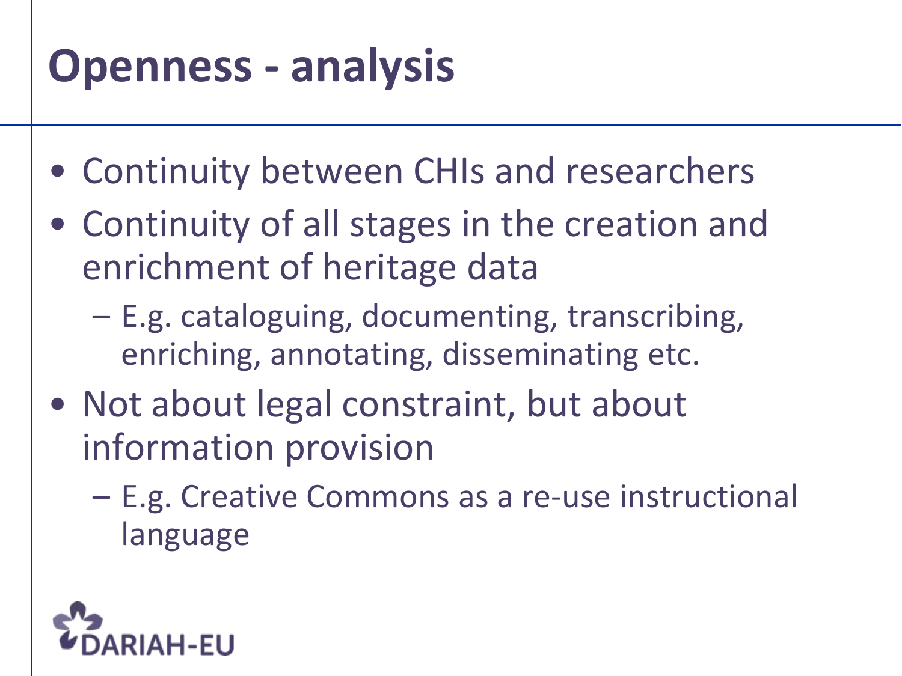# Openness - analysis

- Continuity between CHIs and researchers
- Continuity of all stages in the creation and enrichment of heritage data
  - E.g. cataloguing, documenting, transcribing, enriching, annotating, disseminating etc.
- Not about legal constraint, but about information provision
  - E.g. Creative Commons as a re-use instructional language

DARIAH-EU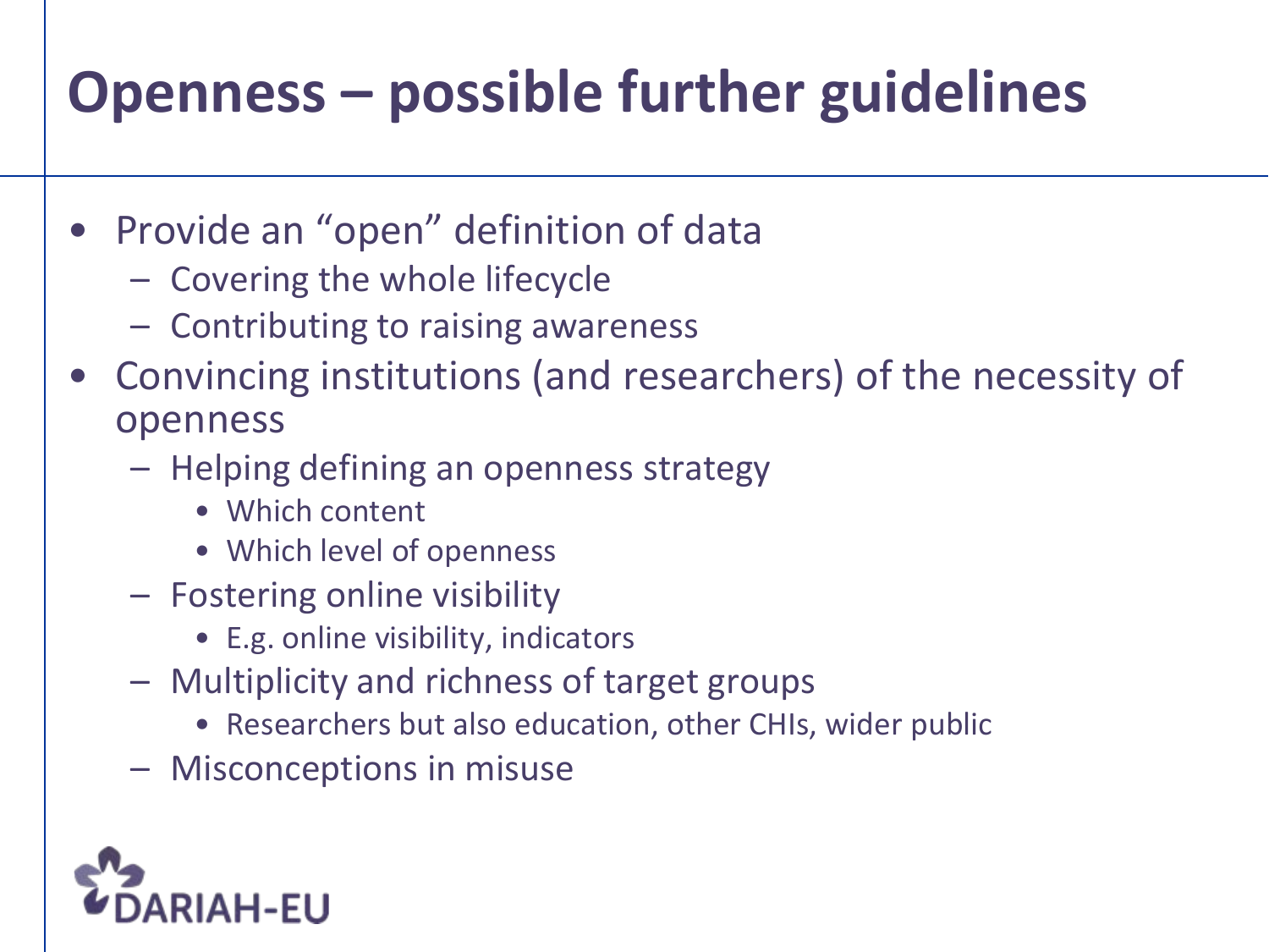# Openness – possible further guidelines

- Provide an "open" definition of data
  - Covering the whole lifecycle
  - Contributing to raising awareness
- Convincing institutions (and researchers) of the necessity of openness
  - Helping defining an openness strategy
    - Which content
    - Which level of openness
  - Fostering online visibility
    - E.g. online visibility, indicators
  - Multiplicity and richness of target groups
    - Researchers but also education, other CHIs, wider public
  - Misconceptions in misuse

DARIAH-EU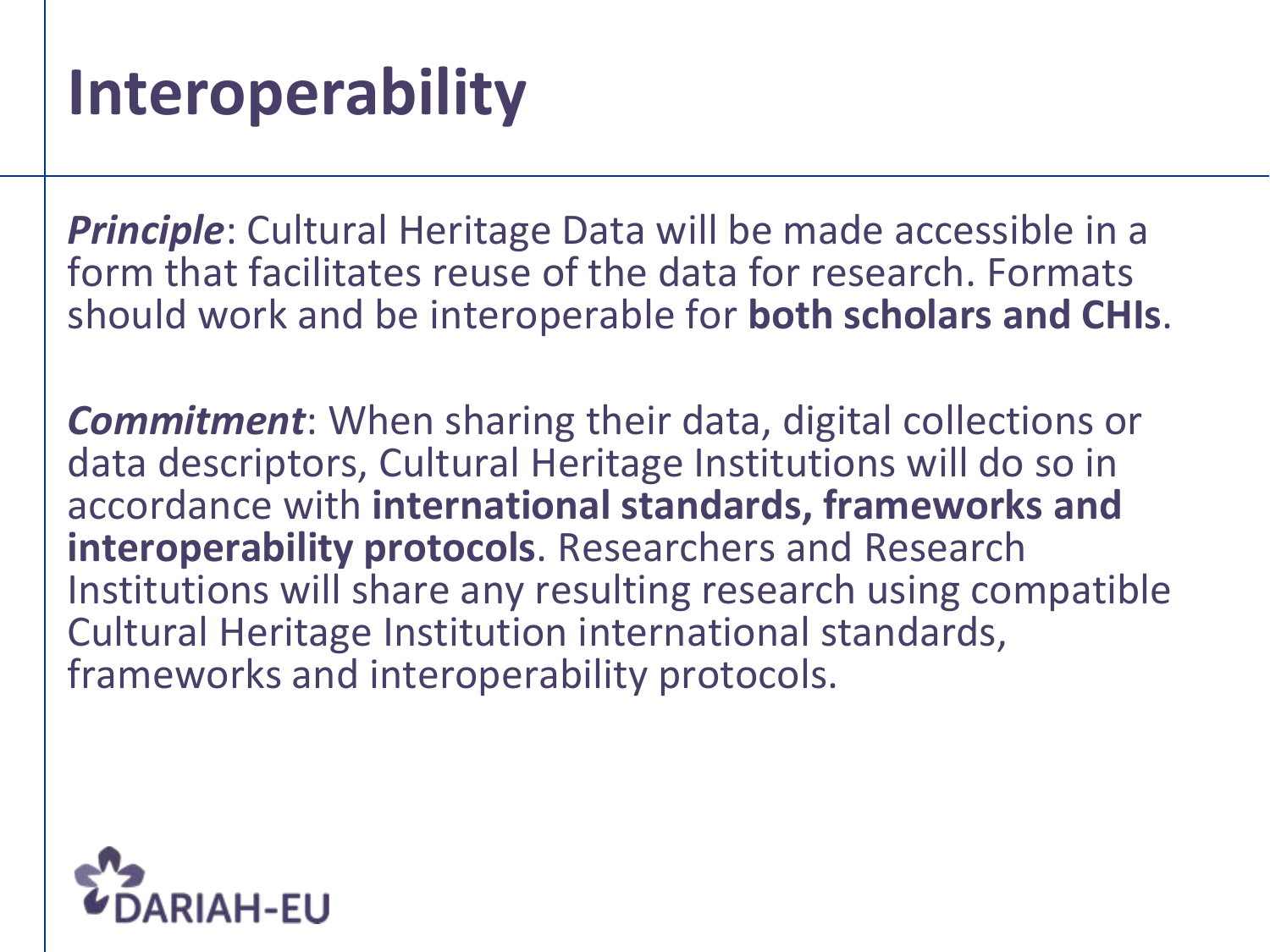# Interoperability

***Principle***: Cultural Heritage Data will be made accessible in a form that facilitates reuse of the data for research. Formats should work and be interoperable for **both scholars and CHIs**.

***Commitment***: When sharing their data, digital collections or data descriptors, Cultural Heritage Institutions will do so in accordance with **international standards, frameworks and interoperability protocols**. Researchers and Research Institutions will share any resulting research using compatible Cultural Heritage Institution international standards, frameworks and interoperability protocols.

DARIAH-EU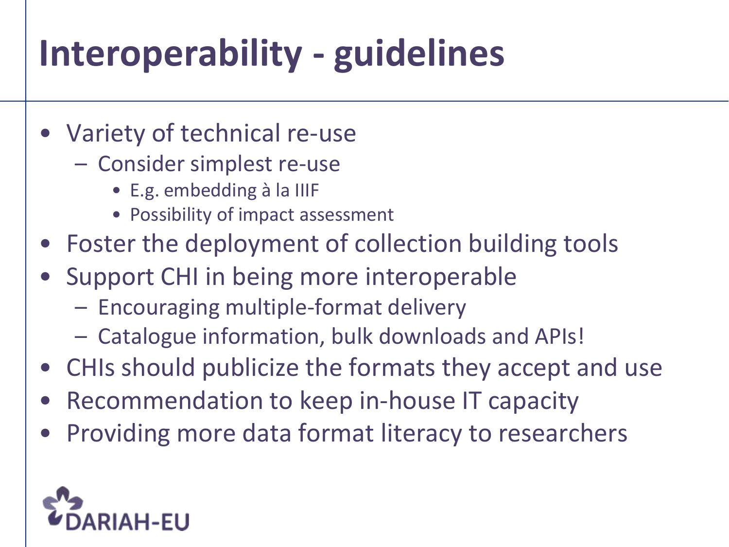# Interoperability - guidelines

- Variety of technical re-use
  - Consider simplest re-use
    - E.g. embedding à la IIIF
    - Possibility of impact assessment
- Foster the deployment of collection building tools
- Support CHI in being more interoperable
  - Encouraging multiple-format delivery
  - Catalogue information, bulk downloads and APIs!
- CHIs should publicize the formats they accept and use
- Recommendation to keep in-house IT capacity
- Providing more data format literacy to researchers

DARIAH-EU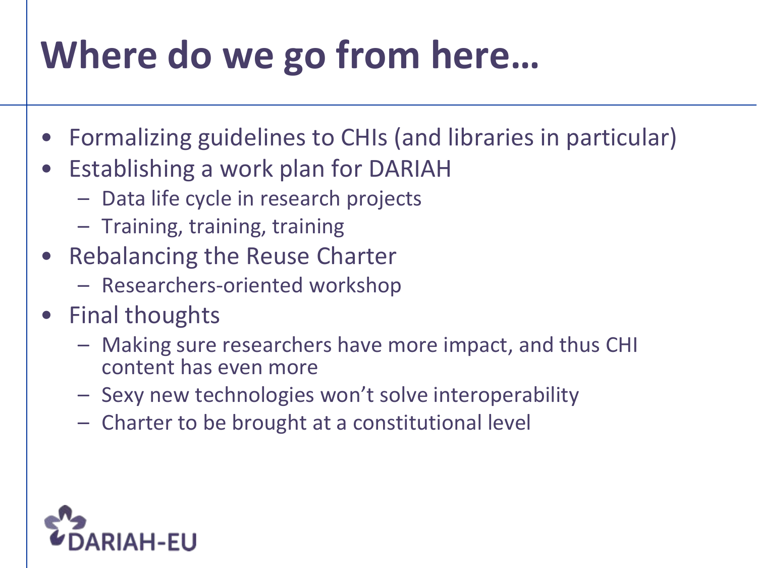# Where do we go from here…

- Formalizing guidelines to CHIs (and libraries in particular)
- Establishing a work plan for DARIAH
  - Data life cycle in research projects
  - Training, training, training
- Rebalancing the Reuse Charter
  - Researchers-oriented workshop
- Final thoughts
  - Making sure researchers have more impact, and thus CHI content has even more
  - Sexy new technologies won't solve interoperability
  - Charter to be brought at a constitutional level

DARIAH-EU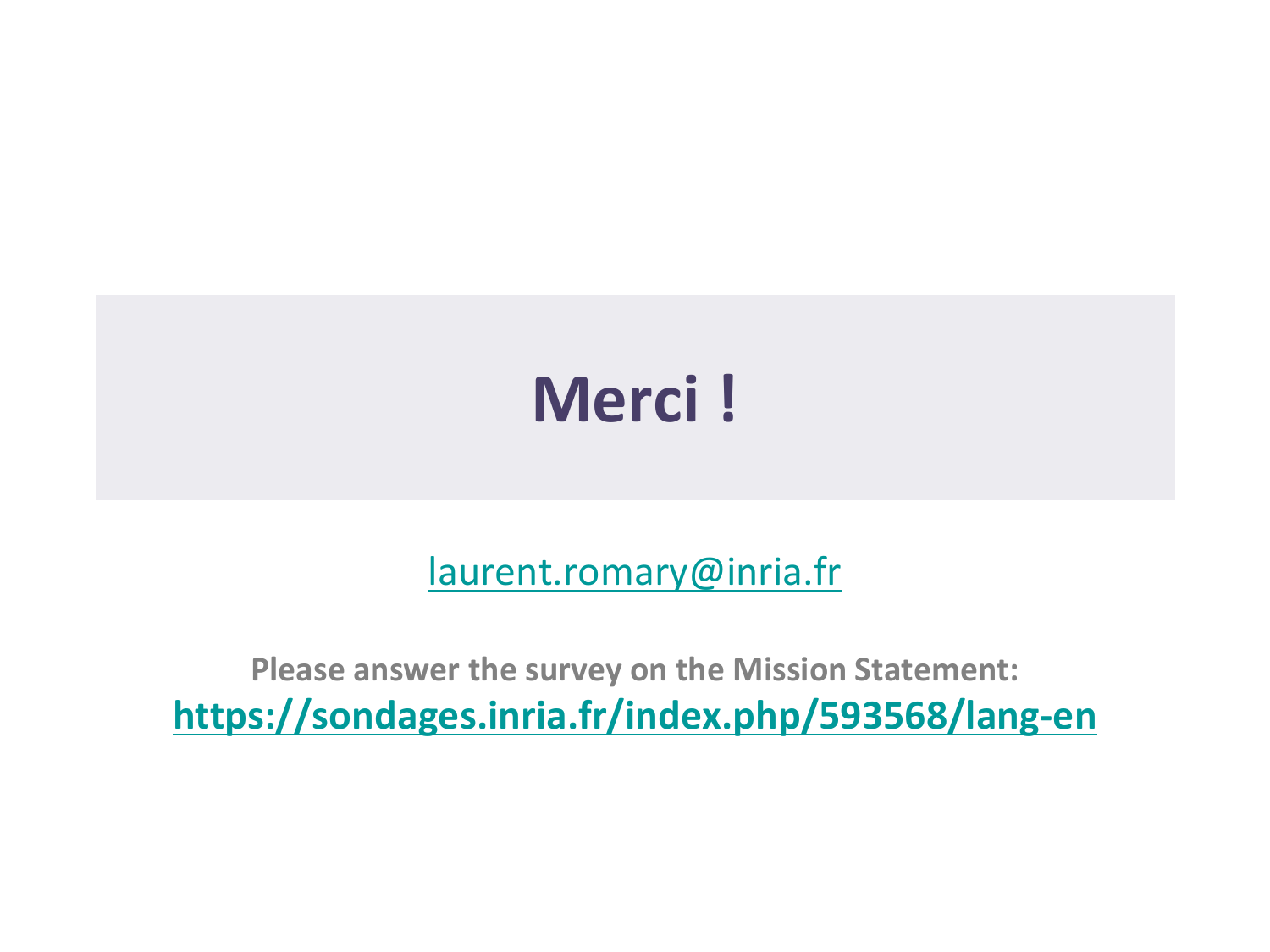# Merci !

laurent.romary@inria.fr

**Please answer the survey on the Mission Statement:**
**https://sondages.inria.fr/index.php/593568/lang-en**